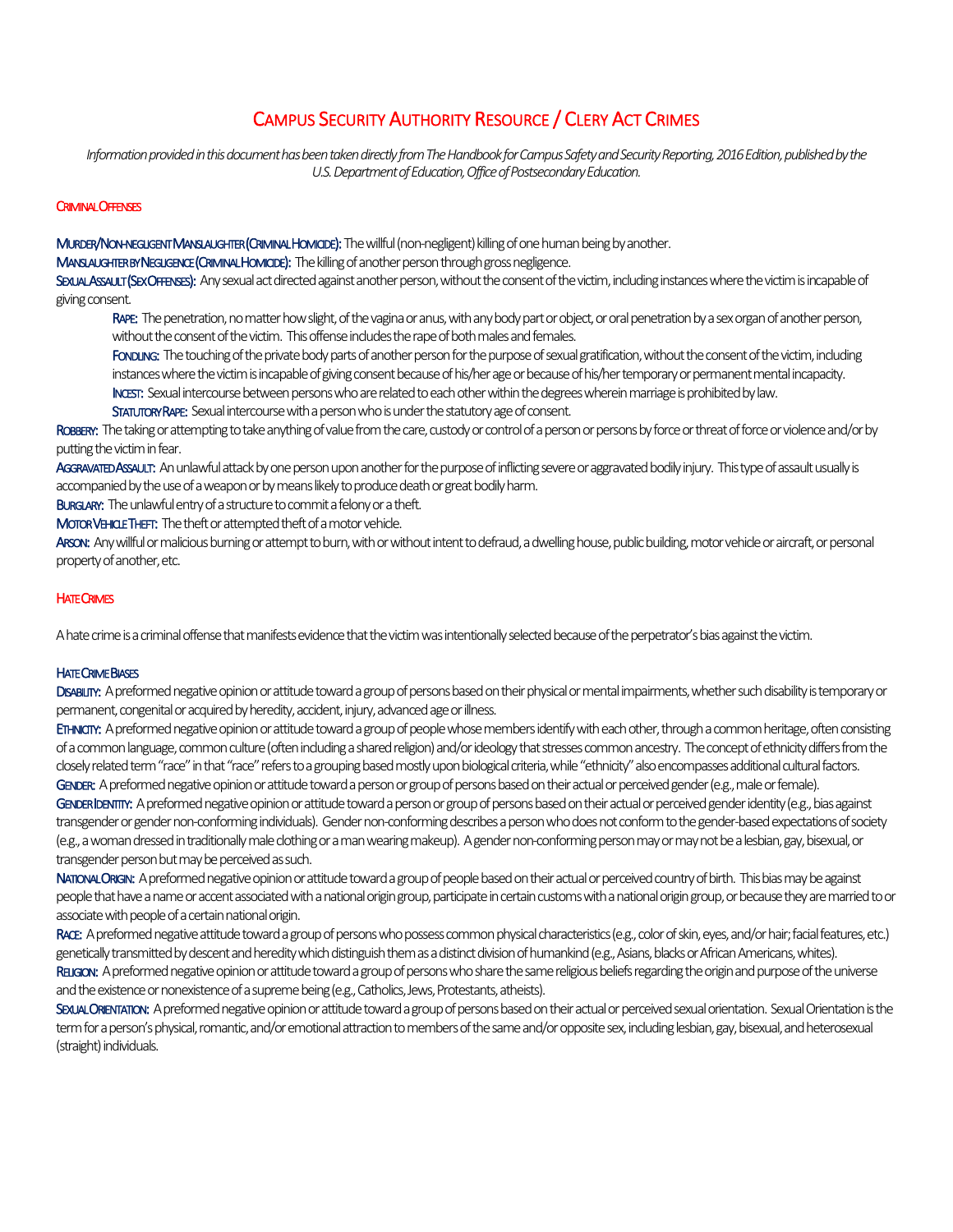# Campus Security Authority Resource / Clery Act Crimes

*Information provided in this document has been taken directly from The Handbook for Campus Safety and Security Reporting, 2016 Edition, published by the U.S. Department of Education, Office of Postsecondary Education.*

## Criminal Offenses

**Murder/Non-negligent Manslaughter (Criminal Homicide):** The willful (non-negligent) killing of one human being by another.

**Manslaughter by Negligence (Criminal Homicide):** The killing of another person through gross negligence.

**Sexual Assault (Sex Offenses):** Any sexual act directed against another person, without the consent of the victim, including instances where the victim is incapable of giving consent.

> **Rape:** The penetration, no matter how slight, of the vagina or anus, with any body part or object, or oral penetration by a sex organ of another person, without the consent of the victim. This offense includes the rape of both males and females.
>
> **Fondling:** The touching of the private body parts of another person for the purpose of sexual gratification, without the consent of the victim, including instances where the victim is incapable of giving consent because of his/her age or because of his/her temporary or permanent mental incapacity.
>
> **Incest:** Sexual intercourse between persons who are related to each other within the degrees wherein marriage is prohibited by law.
>
> **Statutory Rape:** Sexual intercourse with a person who is under the statutory age of consent.

**Robbery:** The taking or attempting to take anything of value from the care, custody or control of a person or persons by force or threat of force or violence and/or by putting the victim in fear.

**Aggravated Assault:** An unlawful attack by one person upon another for the purpose of inflicting severe or aggravated bodily injury. This type of assault usually is accompanied by the use of a weapon or by means likely to produce death or great bodily harm.

**Burglary:** The unlawful entry of a structure to commit a felony or a theft.

**Motor Vehicle Theft:** The theft or attempted theft of a motor vehicle.

**Arson:** Any willful or malicious burning or attempt to burn, with or without intent to defraud, a dwelling house, public building, motor vehicle or aircraft, or personal property of another, etc.

## Hate Crimes

A hate crime is a criminal offense that manifests evidence that the victim was intentionally selected because of the perpetrator's bias against the victim.

### Hate Crime Biases

**Disability:** A preformed negative opinion or attitude toward a group of persons based on their physical or mental impairments, whether such disability is temporary or permanent, congenital or acquired by heredity, accident, injury, advanced age or illness.

**Ethnicity:** A preformed negative opinion or attitude toward a group of people whose members identify with each other, through a common heritage, often consisting of a common language, common culture (often including a shared religion) and/or ideology that stresses common ancestry. The concept of ethnicity differs from the closely related term "race" in that "race" refers to a grouping based mostly upon biological criteria, while "ethnicity" also encompasses additional cultural factors.

**Gender:** A preformed negative opinion or attitude toward a person or group of persons based on their actual or perceived gender (e.g., male or female).

**Gender Identity:** A preformed negative opinion or attitude toward a person or group of persons based on their actual or perceived gender identity (e.g., bias against transgender or gender non-conforming individuals). Gender non-conforming describes a person who does not conform to the gender-based expectations of society (e.g., a woman dressed in traditionally male clothing or a man wearing makeup). A gender non-conforming person may or may not be a lesbian, gay, bisexual, or transgender person but may be perceived as such.

**National Origin:** A preformed negative opinion or attitude toward a group of people based on their actual or perceived country of birth. This bias may be against people that have a name or accent associated with a national origin group, participate in certain customs with a national origin group, or because they are married to or associate with people of a certain national origin.

**Race:** A preformed negative attitude toward a group of persons who possess common physical characteristics (e.g., color of skin, eyes, and/or hair; facial features, etc.) genetically transmitted by descent and heredity which distinguish them as a distinct division of humankind (e.g., Asians, blacks or African Americans, whites).

**Religion:** A preformed negative opinion or attitude toward a group of persons who share the same religious beliefs regarding the origin and purpose of the universe and the existence or nonexistence of a supreme being (e.g., Catholics, Jews, Protestants, atheists).

**Sexual Orientation:** A preformed negative opinion or attitude toward a group of persons based on their actual or perceived sexual orientation. Sexual Orientation is the term for a person's physical, romantic, and/or emotional attraction to members of the same and/or opposite sex, including lesbian, gay, bisexual, and heterosexual (straight) individuals.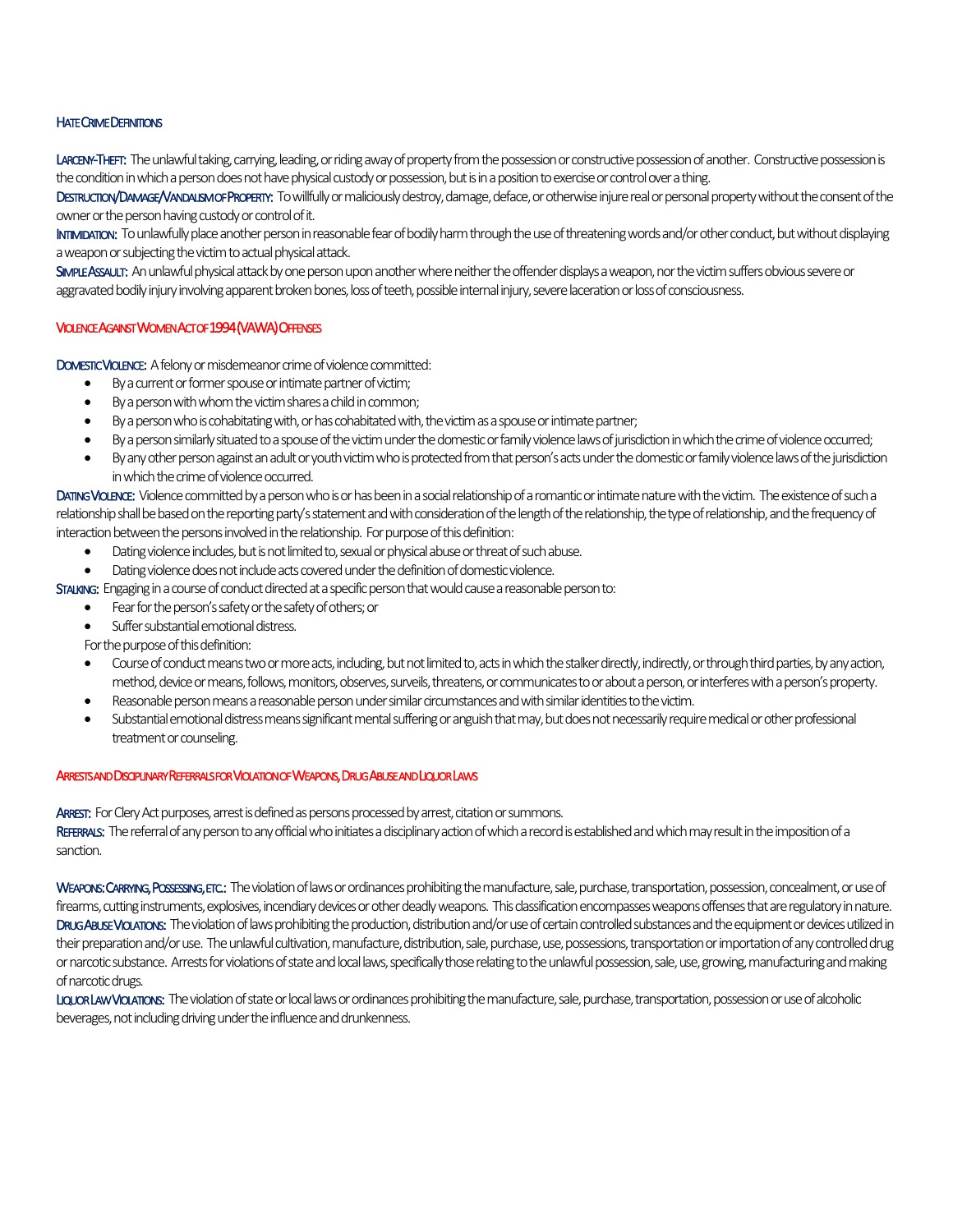### Hate Crime Definitions

**Larceny-Theft:** The unlawful taking, carrying, leading, or riding away of property from the possession or constructive possession of another. Constructive possession is the condition in which a person does not have physical custody or possession, but is in a position to exercise or control over a thing.

**Destruction/Damage/Vandalism of Property:** To willfully or maliciously destroy, damage, deface, or otherwise injure real or personal property without the consent of the owner or the person having custody or control of it.

**Intimidation:** To unlawfully place another person in reasonable fear of bodily harm through the use of threatening words and/or other conduct, but without displaying a weapon or subjecting the victim to actual physical attack.

**Simple Assault:** An unlawful physical attack by one person upon another where neither the offender displays a weapon, nor the victim suffers obvious severe or aggravated bodily injury involving apparent broken bones, loss of teeth, possible internal injury, severe laceration or loss of consciousness.

### Violence Against Women Act of 1994 (VAWA) Offenses

**Domestic Violence:** A felony or misdemeanor crime of violence committed:

- By a current or former spouse or intimate partner of victim;
- By a person with whom the victim shares a child in common;
- By a person who is cohabitating with, or has cohabitated with, the victim as a spouse or intimate partner;
- By a person similarly situated to a spouse of the victim under the domestic or family violence laws of jurisdiction in which the crime of violence occurred;
- By any other person against an adult or youth victim who is protected from that person's acts under the domestic or family violence laws of the jurisdiction in which the crime of violence occurred.

**Dating Violence:** Violence committed by a person who is or has been in a social relationship of a romantic or intimate nature with the victim. The existence of such a relationship shall be based on the reporting party's statement and with consideration of the length of the relationship, the type of relationship, and the frequency of interaction between the persons involved in the relationship. For purpose of this definition:

- Dating violence includes, but is not limited to, sexual or physical abuse or threat of such abuse.
- Dating violence does not include acts covered under the definition of domestic violence.

**Stalking:** Engaging in a course of conduct directed at a specific person that would cause a reasonable person to:

- Fear for the person's safety or the safety of others; or
- Suffer substantial emotional distress.

For the purpose of this definition:

- Course of conduct means two or more acts, including, but not limited to, acts in which the stalker directly, indirectly, or through third parties, by any action, method, device or means, follows, monitors, observes, surveils, threatens, or communicates to or about a person, or interferes with a person's property.
- Reasonable person means a reasonable person under similar circumstances and with similar identities to the victim.
- Substantial emotional distress means significant mental suffering or anguish that may, but does not necessarily require medical or other professional treatment or counseling.

### Arrests and Disciplinary Referrals for Violation of Weapons, Drug Abuse and Liquor Laws

**Arrest:** For Clery Act purposes, arrest is defined as persons processed by arrest, citation or summons.

**Referrals:** The referral of any person to any official who initiates a disciplinary action of which a record is established and which may result in the imposition of a sanction.

**Weapons: Carrying, Possessing, etc.:** The violation of laws or ordinances prohibiting the manufacture, sale, purchase, transportation, possession, concealment, or use of firearms, cutting instruments, explosives, incendiary devices or other deadly weapons. This classification encompasses weapons offenses that are regulatory in nature.

**Drug Abuse Violations:** The violation of laws prohibiting the production, distribution and/or use of certain controlled substances and the equipment or devices utilized in their preparation and/or use. The unlawful cultivation, manufacture, distribution, sale, purchase, use, possessions, transportation or importation of any controlled drug or narcotic substance. Arrests for violations of state and local laws, specifically those relating to the unlawful possession, sale, use, growing, manufacturing and making of narcotic drugs.

**Liquor Law Violations:** The violation of state or local laws or ordinances prohibiting the manufacture, sale, purchase, transportation, possession or use of alcoholic beverages, not including driving under the influence and drunkenness.